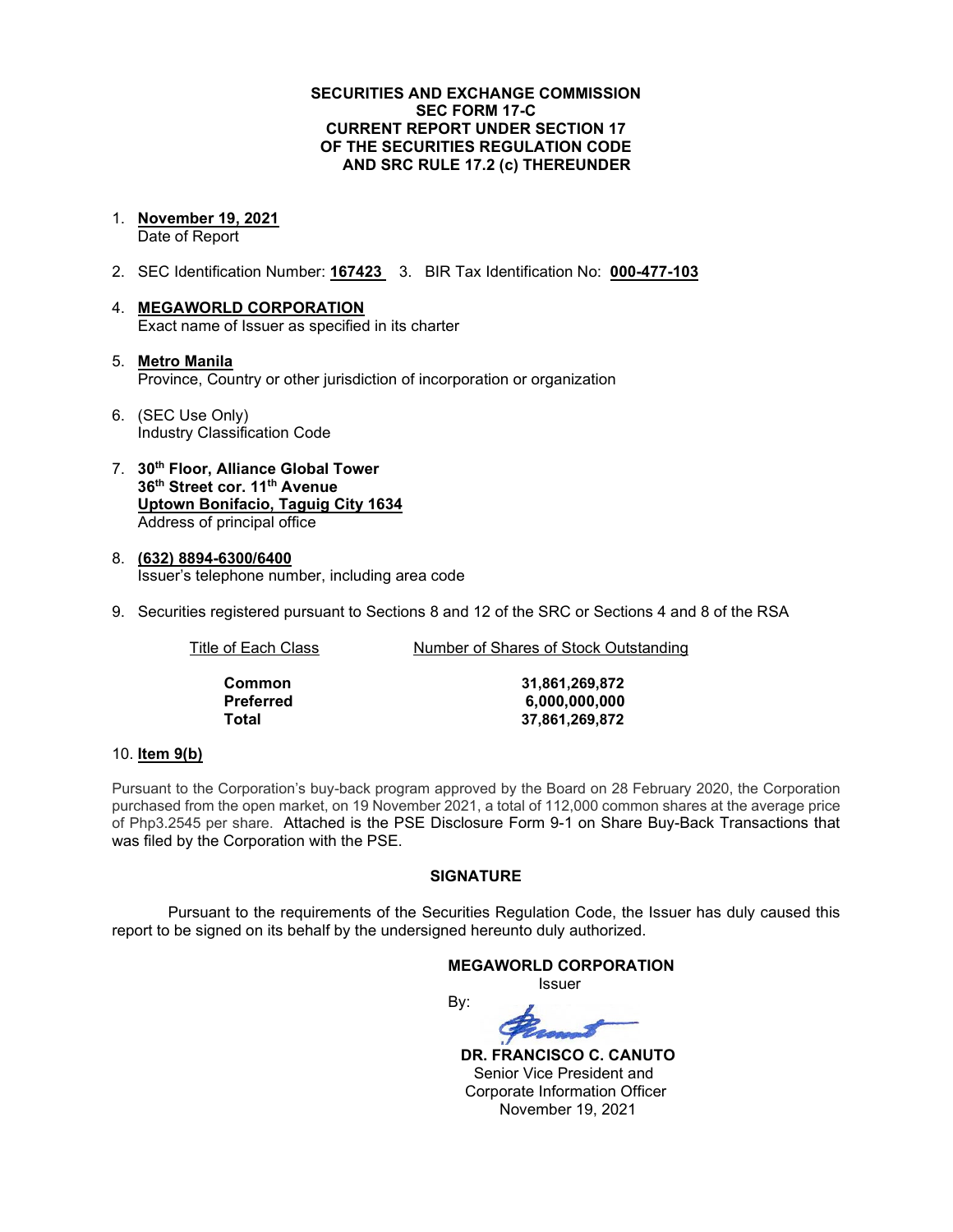**SECURITIES AND EXCHANGE COMMISSION**
**SEC FORM 17-C**
**CURRENT REPORT UNDER SECTION 17**
**OF THE SECURITIES REGULATION CODE**
**AND SRC RULE 17.2 (c) THEREUNDER**

1. **November 19, 2021**
   Date of Report

2. SEC Identification Number: **167423** 3. BIR Tax Identification No: **000-477-103**

4. **MEGAWORLD CORPORATION**
   Exact name of Issuer as specified in its charter

5. **Metro Manila**
   Province, Country or other jurisdiction of incorporation or organization

6. (SEC Use Only)
   Industry Classification Code

7. **30th Floor, Alliance Global Tower**
   **36th Street cor. 11th Avenue**
   **Uptown Bonifacio, Taguig City 1634**
   Address of principal office

8. **(632) 8894-6300/6400**
   Issuer's telephone number, including area code

9. Securities registered pursuant to Sections 8 and 12 of the SRC or Sections 4 and 8 of the RSA

| Title of Each Class | Number of Shares of Stock Outstanding |
|---|---|
| **Common** | **31,861,269,872** |
| **Preferred** | **6,000,000,000** |
| **Total** | **37,861,269,872** |

10. **Item 9(b)**

Pursuant to the Corporation's buy-back program approved by the Board on 28 February 2020, the Corporation purchased from the open market, on 19 November 2021, a total of 112,000 common shares at the average price of Php3.2545 per share. Attached is the PSE Disclosure Form 9-1 on Share Buy-Back Transactions that was filed by the Corporation with the PSE.

**SIGNATURE**

Pursuant to the requirements of the Securities Regulation Code, the Issuer has duly caused this report to be signed on its behalf by the undersigned hereunto duly authorized.

**MEGAWORLD CORPORATION**
Issuer

By:

**DR. FRANCISCO C. CANUTO**
Senior Vice President and
Corporate Information Officer
November 19, 2021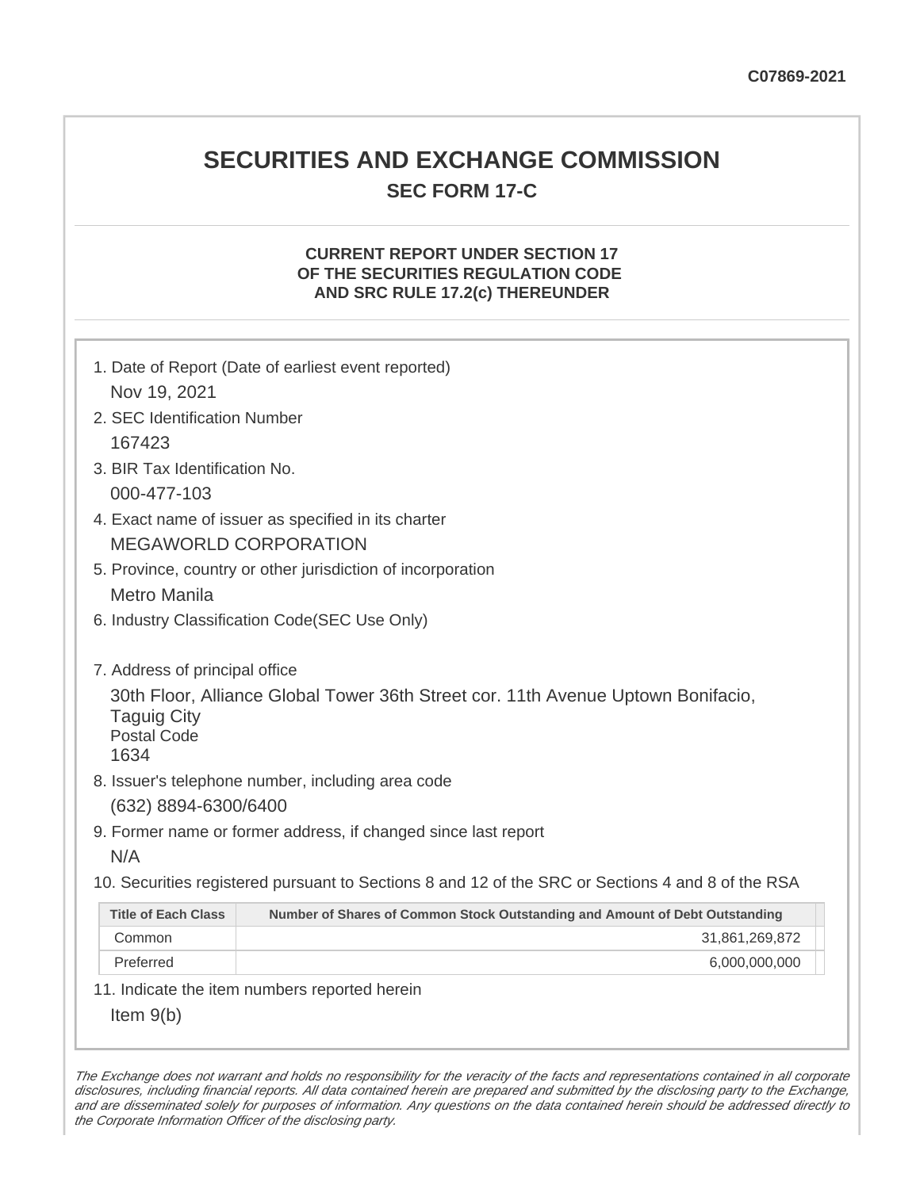C07869-2021

# SECURITIES AND EXCHANGE COMMISSION

## SEC FORM 17-C

### CURRENT REPORT UNDER SECTION 17 OF THE SECURITIES REGULATION CODE AND SRC RULE 17.2(c) THEREUNDER

1. Date of Report (Date of earliest event reported)

   Nov 19, 2021

2. SEC Identification Number

   167423

3. BIR Tax Identification No.

   000-477-103

4. Exact name of issuer as specified in its charter

   MEGAWORLD CORPORATION

5. Province, country or other jurisdiction of incorporation

   Metro Manila

6. Industry Classification Code(SEC Use Only)

7. Address of principal office

   30th Floor, Alliance Global Tower 36th Street cor. 11th Avenue Uptown Bonifacio, Taguig City
   Postal Code
   1634

8. Issuer's telephone number, including area code

   (632) 8894-6300/6400

9. Former name or former address, if changed since last report

   N/A

10. Securities registered pursuant to Sections 8 and 12 of the SRC or Sections 4 and 8 of the RSA

| Title of Each Class | Number of Shares of Common Stock Outstanding and Amount of Debt Outstanding |
|---|---|
| Common | 31,861,269,872 |
| Preferred | 6,000,000,000 |

11. Indicate the item numbers reported herein

   Item 9(b)

*The Exchange does not warrant and holds no responsibility for the veracity of the facts and representations contained in all corporate disclosures, including financial reports. All data contained herein are prepared and submitted by the disclosing party to the Exchange, and are disseminated solely for purposes of information. Any questions on the data contained herein should be addressed directly to the Corporate Information Officer of the disclosing party.*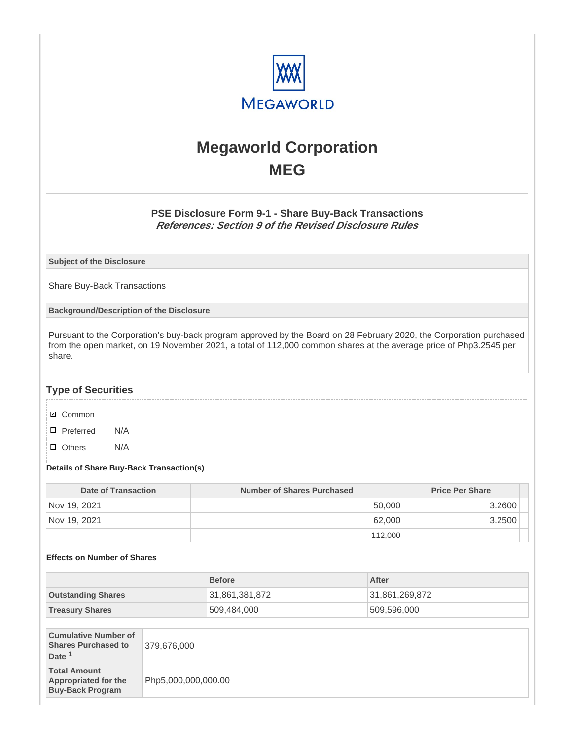MEGAWORLD

# Megaworld Corporation
# MEG

### PSE Disclosure Form 9-1 - Share Buy-Back Transactions
***References: Section 9 of the Revised Disclosure Rules***

| Subject of the Disclosure |
|---|
| Share Buy-Back Transactions |

| Background/Description of the Disclosure |
|---|
| Pursuant to the Corporation's buy-back program approved by the Board on 28 February 2020, the Corporation purchased from the open market, on 19 November 2021, a total of 112,000 common shares at the average price of Php3.2545 per share. |

## Type of Securities

- ☑ Common
- ☐ Preferred N/A
- ☐ Others N/A

**Details of Share Buy-Back Transaction(s)**

| Date of Transaction | Number of Shares Purchased | Price Per Share |
|---|---|---|
| Nov 19, 2021 | 50,000 | 3.2600 |
| Nov 19, 2021 | 62,000 | 3.2500 |
| | 112,000 | |

**Effects on Number of Shares**

| | Before | After |
|---|---|---|
| Outstanding Shares | 31,861,381,872 | 31,861,269,872 |
| Treasury Shares | 509,484,000 | 509,596,000 |

| | |
|---|---|
| Cumulative Number of Shares Purchased to Date [1] | 379,676,000 |
| Total Amount Appropriated for the Buy-Back Program | Php5,000,000,000.00 |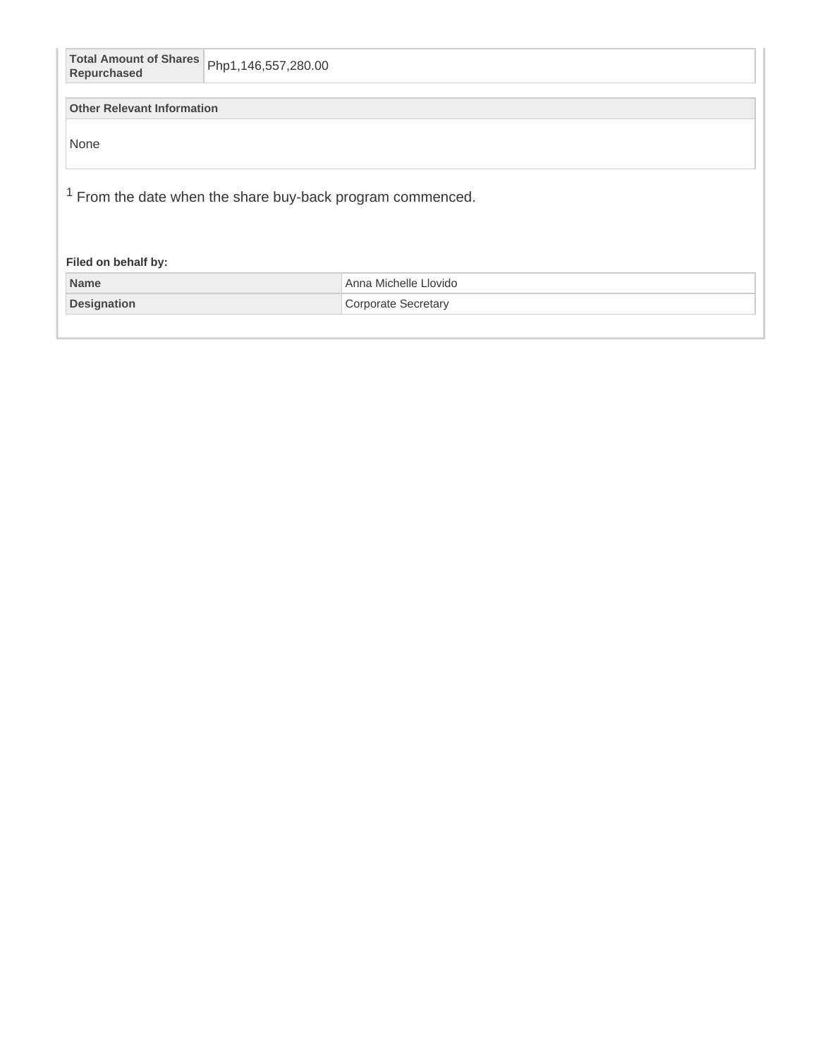| | |
|---|---|
| **Total Amount of Shares Repurchased** | Php1,146,557,280.00 |

| **Other Relevant Information** |
|---|
| None |

[1] From the date when the share buy-back program commenced.

**Filed on behalf by:**

| | |
|---|---|
| **Name** | Anna Michelle Llovido |
| **Designation** | Corporate Secretary |